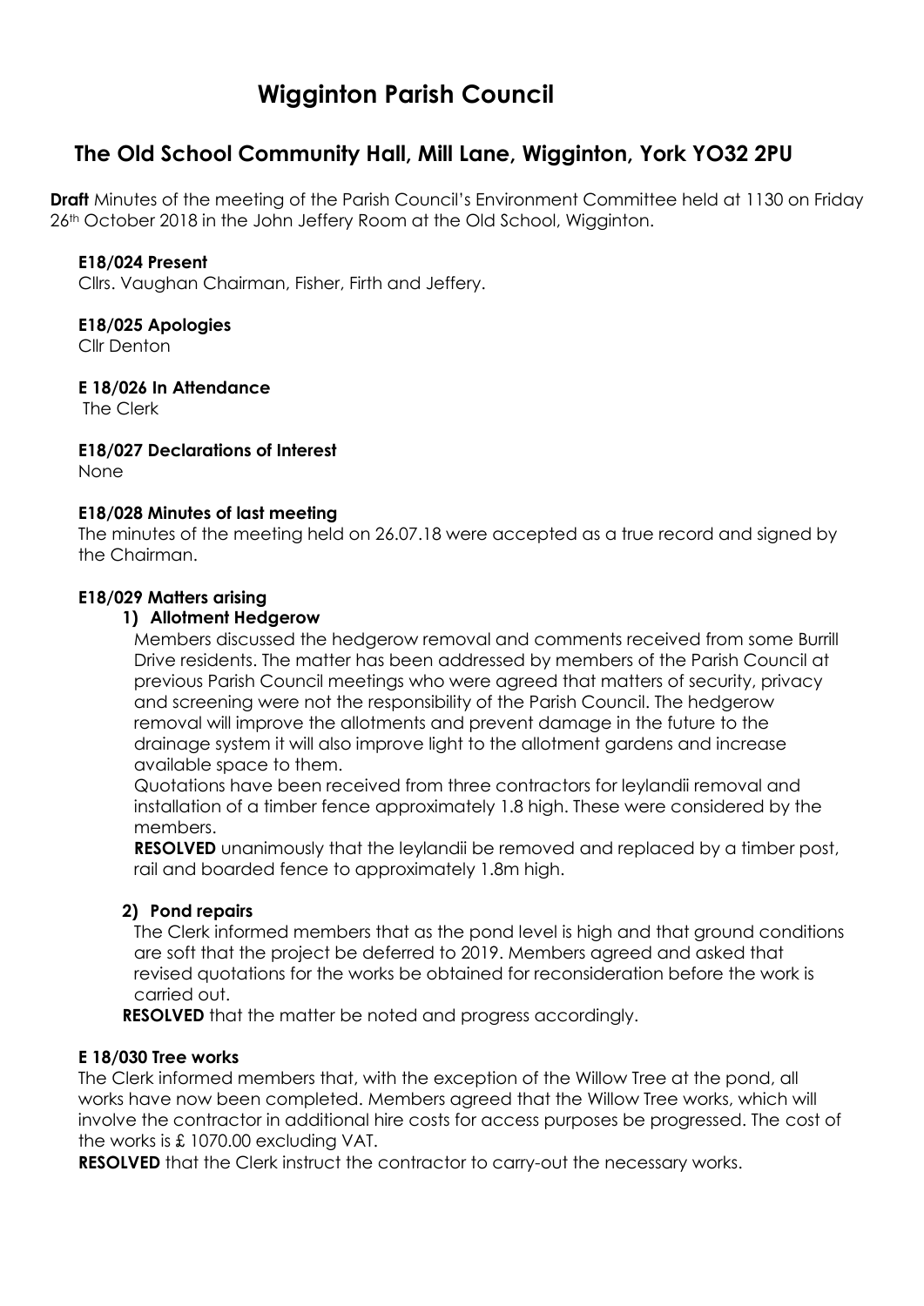# Wigginton Parish Council

## The Old School Community Hall, Mill Lane, Wigginton, York YO32 2PU

**Draft** Minutes of the meeting of the Parish Council's Environment Committee held at 1130 on Friday 26th October 2018 in the John Jeffery Room at the Old School, Wigginton.

**E18/024 Present**

Cllrs. Vaughan Chairman, Fisher, Firth and Jeffery.

**E18/025 Apologies**

Cllr Denton

**E 18/026 In Attendance**

The Clerk

**E18/027 Declarations of Interest**

None

**E18/028 Minutes of last meeting**

The minutes of the meeting held on 26.07.18 were accepted as a true record and signed by the Chairman.

**E18/029 Matters arising**

**1) Allotment Hedgerow**

Members discussed the hedgerow removal and comments received from some Burrill Drive residents. The matter has been addressed by members of the Parish Council at previous Parish Council meetings who were agreed that matters of security, privacy and screening were not the responsibility of the Parish Council. The hedgerow removal will improve the allotments and prevent damage in the future to the drainage system it will also improve light to the allotment gardens and increase available space to them.

Quotations have been received from three contractors for leylandii removal and installation of a timber fence approximately 1.8 high. These were considered by the members.

**RESOLVED** unanimously that the leylandii be removed and replaced by a timber post, rail and boarded fence to approximately 1.8m high.

**2) Pond repairs**

The Clerk informed members that as the pond level is high and that ground conditions are soft that the project be deferred to 2019. Members agreed and asked that revised quotations for the works be obtained for reconsideration before the work is carried out.

**RESOLVED** that the matter be noted and progress accordingly.

**E 18/030 Tree works**

The Clerk informed members that, with the exception of the Willow Tree at the pond, all works have now been completed. Members agreed that the Willow Tree works, which will involve the contractor in additional hire costs for access purposes be progressed. The cost of the works is £ 1070.00 excluding VAT.

**RESOLVED** that the Clerk instruct the contractor to carry-out the necessary works.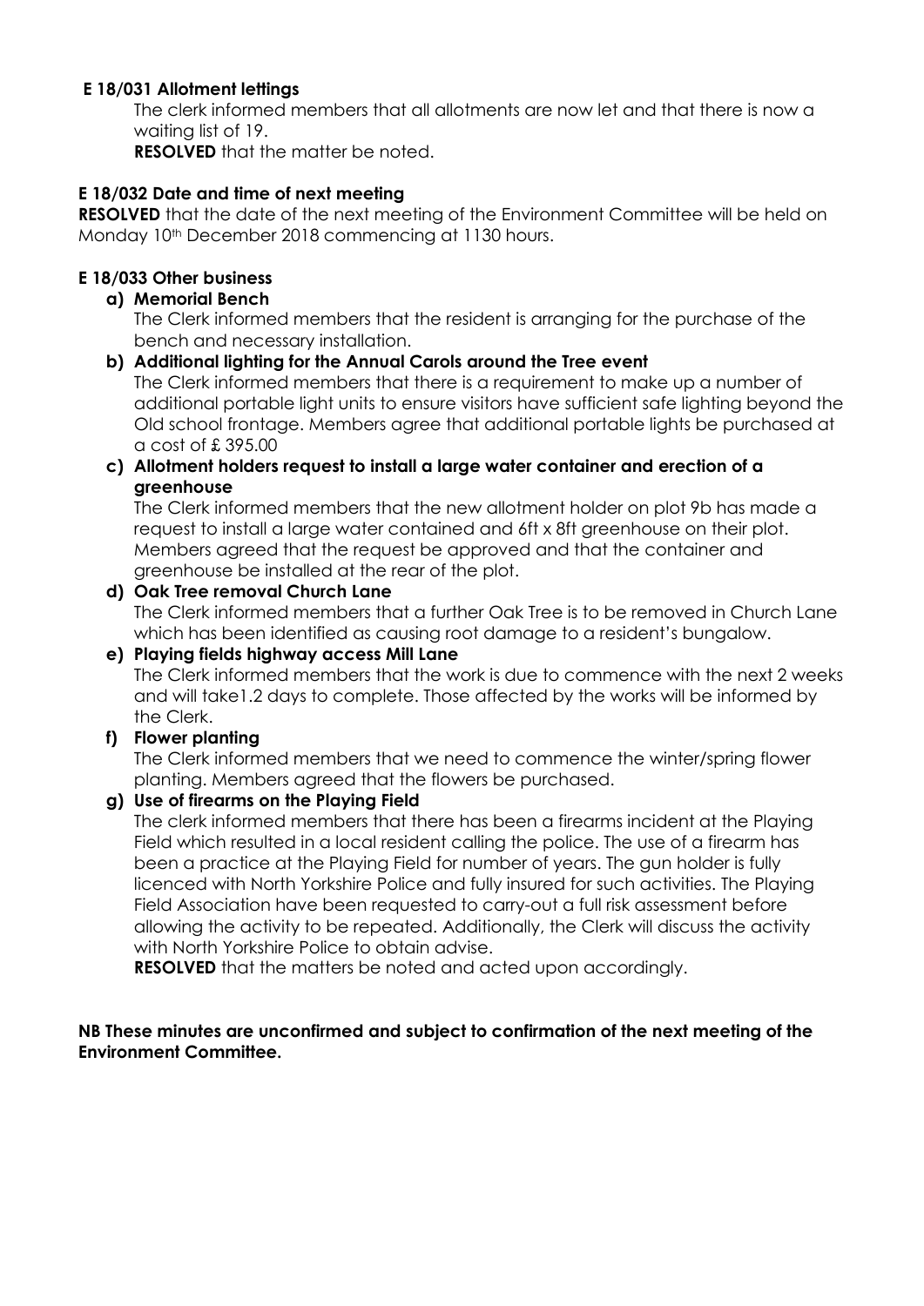### E 18/031 Allotment lettings

The clerk informed members that all allotments are now let and that there is now a waiting list of 19.

**RESOLVED** that the matter be noted.

### E 18/032 Date and time of next meeting

**RESOLVED** that the date of the next meeting of the Environment Committee will be held on Monday 10th December 2018 commencing at 1130 hours.

### E 18/033 Other business

**a) Memorial Bench**

The Clerk informed members that the resident is arranging for the purchase of the bench and necessary installation.

**b) Additional lighting for the Annual Carols around the Tree event**

The Clerk informed members that there is a requirement to make up a number of additional portable light units to ensure visitors have sufficient safe lighting beyond the Old school frontage. Members agree that additional portable lights be purchased at a cost of £ 395.00

**c) Allotment holders request to install a large water container and erection of a greenhouse**

The Clerk informed members that the new allotment holder on plot 9b has made a request to install a large water contained and 6ft x 8ft greenhouse on their plot. Members agreed that the request be approved and that the container and greenhouse be installed at the rear of the plot.

**d) Oak Tree removal Church Lane**

The Clerk informed members that a further Oak Tree is to be removed in Church Lane which has been identified as causing root damage to a resident's bungalow.

**e) Playing fields highway access Mill Lane**

The Clerk informed members that the work is due to commence with the next 2 weeks and will take1.2 days to complete. Those affected by the works will be informed by the Clerk.

**f) Flower planting**

The Clerk informed members that we need to commence the winter/spring flower planting. Members agreed that the flowers be purchased.

**g) Use of firearms on the Playing Field**

The clerk informed members that there has been a firearms incident at the Playing Field which resulted in a local resident calling the police. The use of a firearm has been a practice at the Playing Field for number of years. The gun holder is fully licenced with North Yorkshire Police and fully insured for such activities. The Playing Field Association have been requested to carry-out a full risk assessment before allowing the activity to be repeated. Additionally, the Clerk will discuss the activity with North Yorkshire Police to obtain advise.

**RESOLVED** that the matters be noted and acted upon accordingly.

**NB These minutes are unconfirmed and subject to confirmation of the next meeting of the Environment Committee.**